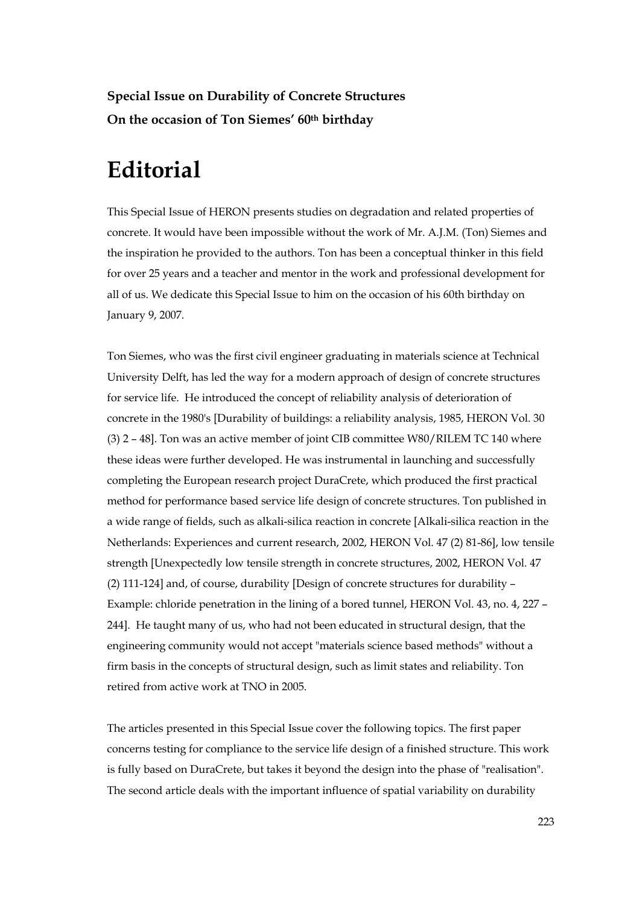**Special Issue on Durability of Concrete Structures**
**On the occasion of Ton Siemes' 60th birthday**

# Editorial

This Special Issue of HERON presents studies on degradation and related properties of concrete. It would have been impossible without the work of Mr. A.J.M. (Ton) Siemes and the inspiration he provided to the authors. Ton has been a conceptual thinker in this field for over 25 years and a teacher and mentor in the work and professional development for all of us. We dedicate this Special Issue to him on the occasion of his 60th birthday on January 9, 2007.

Ton Siemes, who was the first civil engineer graduating in materials science at Technical University Delft, has led the way for a modern approach of design of concrete structures for service life. He introduced the concept of reliability analysis of deterioration of concrete in the 1980's [Durability of buildings: a reliability analysis, 1985, HERON Vol. 30 (3) 2 – 48]. Ton was an active member of joint CIB committee W80/RILEM TC 140 where these ideas were further developed. He was instrumental in launching and successfully completing the European research project DuraCrete, which produced the first practical method for performance based service life design of concrete structures. Ton published in a wide range of fields, such as alkali-silica reaction in concrete [Alkali-silica reaction in the Netherlands: Experiences and current research, 2002, HERON Vol. 47 (2) 81-86], low tensile strength [Unexpectedly low tensile strength in concrete structures, 2002, HERON Vol. 47 (2) 111-124] and, of course, durability [Design of concrete structures for durability – Example: chloride penetration in the lining of a bored tunnel, HERON Vol. 43, no. 4, 227 – 244]. He taught many of us, who had not been educated in structural design, that the engineering community would not accept "materials science based methods" without a firm basis in the concepts of structural design, such as limit states and reliability. Ton retired from active work at TNO in 2005.

The articles presented in this Special Issue cover the following topics. The first paper concerns testing for compliance to the service life design of a finished structure. This work is fully based on DuraCrete, but takes it beyond the design into the phase of "realisation". The second article deals with the important influence of spatial variability on durability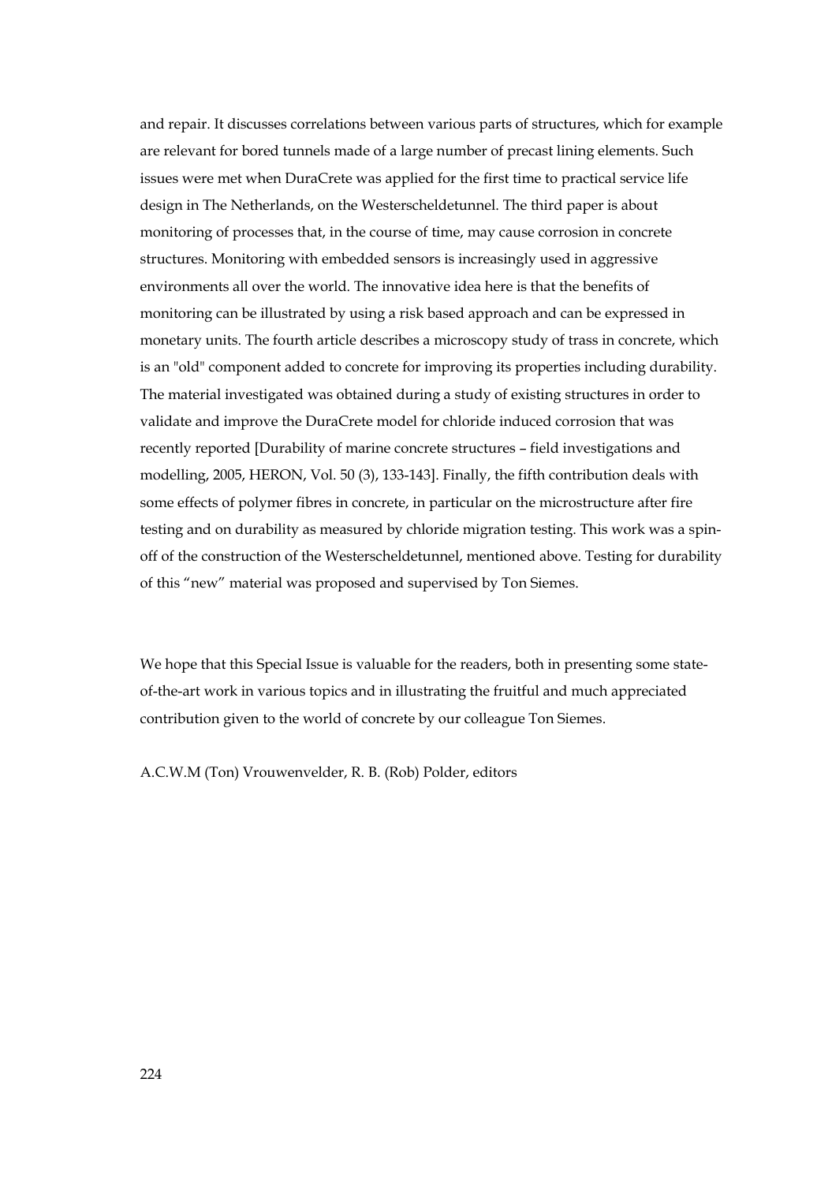and repair. It discusses correlations between various parts of structures, which for example are relevant for bored tunnels made of a large number of precast lining elements. Such issues were met when DuraCrete was applied for the first time to practical service life design in The Netherlands, on the Westerscheldetunnel. The third paper is about monitoring of processes that, in the course of time, may cause corrosion in concrete structures. Monitoring with embedded sensors is increasingly used in aggressive environments all over the world. The innovative idea here is that the benefits of monitoring can be illustrated by using a risk based approach and can be expressed in monetary units. The fourth article describes a microscopy study of trass in concrete, which is an "old" component added to concrete for improving its properties including durability. The material investigated was obtained during a study of existing structures in order to validate and improve the DuraCrete model for chloride induced corrosion that was recently reported [Durability of marine concrete structures – field investigations and modelling, 2005, HERON, Vol. 50 (3), 133-143]. Finally, the fifth contribution deals with some effects of polymer fibres in concrete, in particular on the microstructure after fire testing and on durability as measured by chloride migration testing. This work was a spin-off of the construction of the Westerscheldetunnel, mentioned above. Testing for durability of this "new" material was proposed and supervised by Ton Siemes.

We hope that this Special Issue is valuable for the readers, both in presenting some state-of-the-art work in various topics and in illustrating the fruitful and much appreciated contribution given to the world of concrete by our colleague Ton Siemes.

A.C.W.M (Ton) Vrouwenvelder, R. B. (Rob) Polder, editors